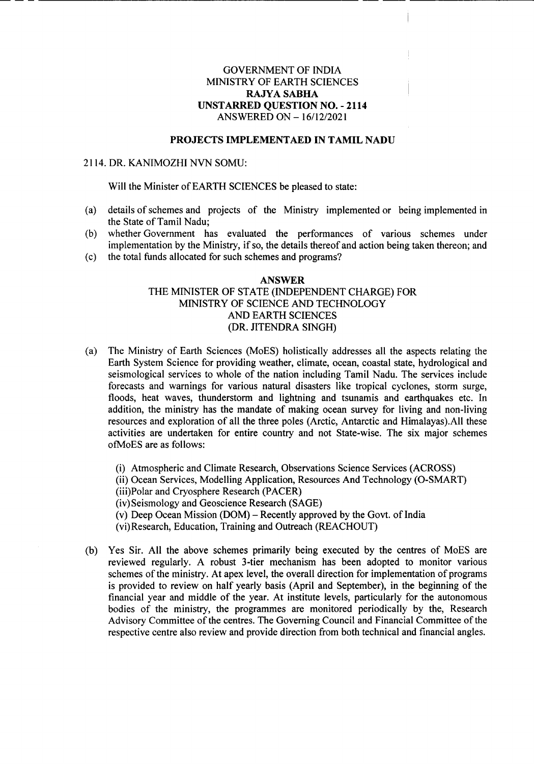GOVERNMENT OF INDIA
MINISTRY OF EARTH SCIENCES
**RAJYA SABHA**
**UNSTARRED QUESTION NO. - 2114**
ANSWERED ON – 16/12/2021

## PROJECTS IMPLEMENTAED IN TAMIL NADU

2114. DR. KANIMOZHI NVN SOMU:

Will the Minister of EARTH SCIENCES be pleased to state:

(a) details of schemes and projects of the Ministry implemented or being implemented in the State of Tamil Nadu;

(b) whether Government has evaluated the performances of various schemes under implementation by the Ministry, if so, the details thereof and action being taken thereon; and

(c) the total funds allocated for such schemes and programs?

**ANSWER**

THE MINISTER OF STATE (INDEPENDENT CHARGE) FOR
MINISTRY OF SCIENCE AND TECHNOLOGY
AND EARTH SCIENCES
(DR. JITENDRA SINGH)

(a) The Ministry of Earth Sciences (MoES) holistically addresses all the aspects relating the Earth System Science for providing weather, climate, ocean, coastal state, hydrological and seismological services to whole of the nation including Tamil Nadu. The services include forecasts and warnings for various natural disasters like tropical cyclones, storm surge, floods, heat waves, thunderstorm and lightning and tsunamis and earthquakes etc. In addition, the ministry has the mandate of making ocean survey for living and non-living resources and exploration of all the three poles (Arctic, Antarctic and Himalayas).All these activities are undertaken for entire country and not State-wise. The six major schemes ofMoES are as follows:

(i) Atmospheric and Climate Research, Observations Science Services (ACROSS)
(ii) Ocean Services, Modelling Application, Resources And Technology (O-SMART)
(iii)Polar and Cryosphere Research (PACER)
(iv) Seismology and Geoscience Research (SAGE)
(v) Deep Ocean Mission (DOM) – Recently approved by the Govt. of India
(vi) Research, Education, Training and Outreach (REACHOUT)

(b) Yes Sir. All the above schemes primarily being executed by the centres of MoES are reviewed regularly. A robust 3-tier mechanism has been adopted to monitor various schemes of the ministry. At apex level, the overall direction for implementation of programs is provided to review on half yearly basis (April and September), in the beginning of the financial year and middle of the year. At institute levels, particularly for the autonomous bodies of the ministry, the programmes are monitored periodically by the, Research Advisory Committee of the centres. The Governing Council and Financial Committee of the respective centre also review and provide direction from both technical and financial angles.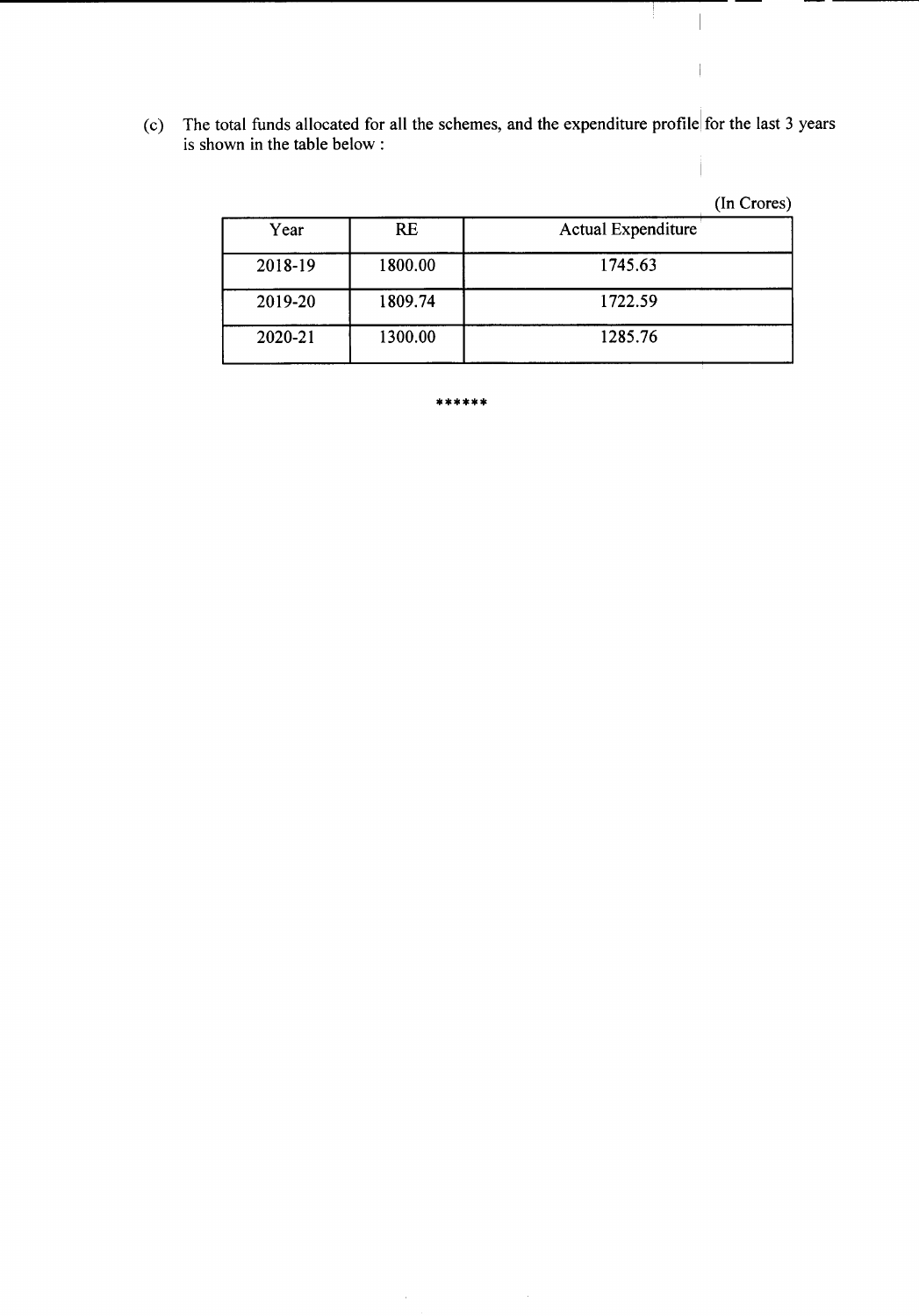(c) The total funds allocated for all the schemes, and the expenditure profile for the last 3 years is shown in the table below :

(In Crores)

| Year | RE | Actual Expenditure |
|---|---|---|
| 2018-19 | 1800.00 | 1745.63 |
| 2019-20 | 1809.74 | 1722.59 |
| 2020-21 | 1300.00 | 1285.76 |

******